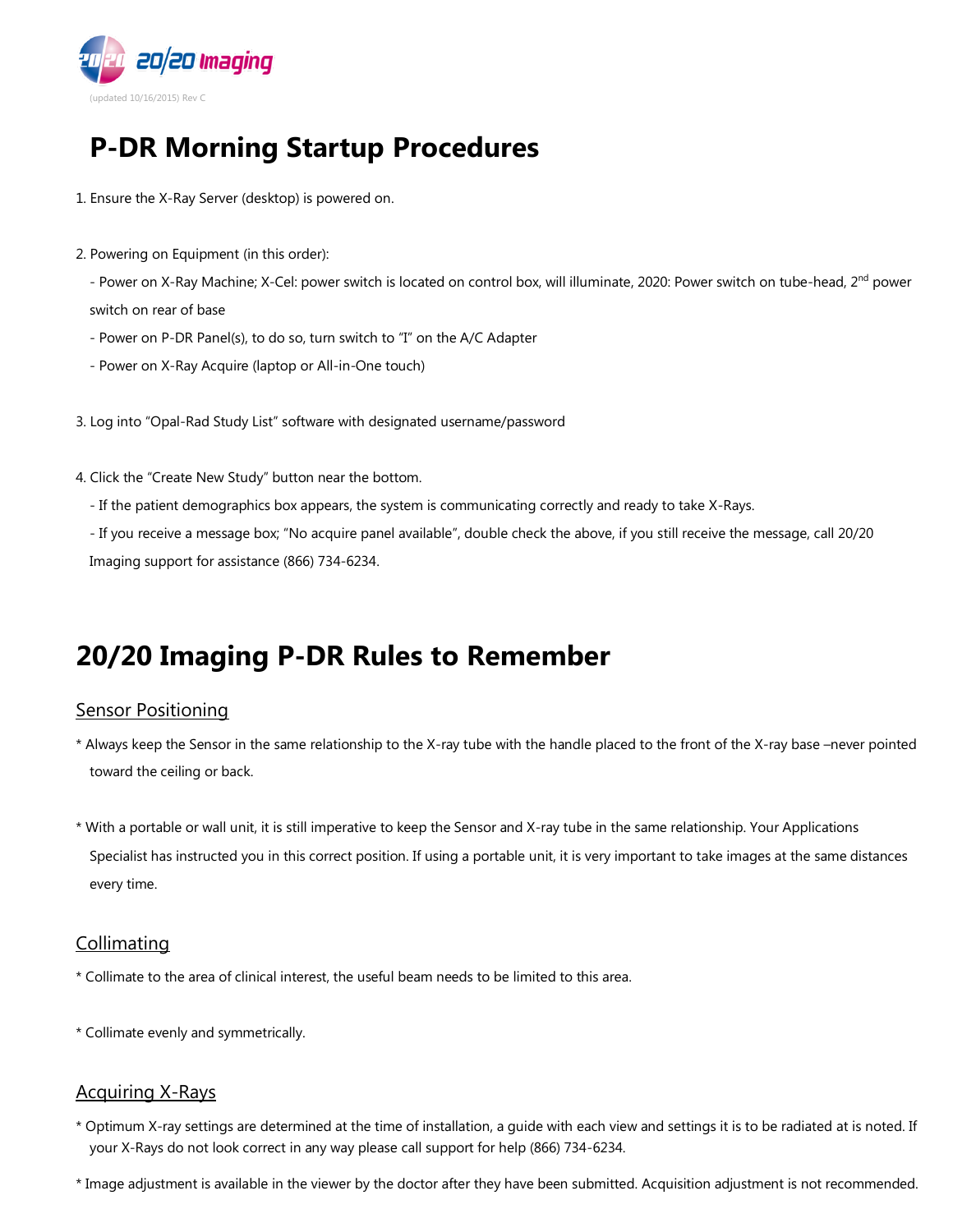20/20 Imaging

(updated 10/16/2015) Rev C

# P-DR Morning Startup Procedures

1. Ensure the X-Ray Server (desktop) is powered on.

2. Powering on Equipment (in this order):

   - Power on X-Ray Machine; X-Cel: power switch is located on control box, will illuminate, 2020: Power switch on tube-head, 2nd power switch on rear of base
   - Power on P-DR Panel(s), to do so, turn switch to "I" on the A/C Adapter
   - Power on X-Ray Acquire (laptop or All-in-One touch)

3. Log into "Opal-Rad Study List" software with designated username/password

4. Click the "Create New Study" button near the bottom.

   - If the patient demographics box appears, the system is communicating correctly and ready to take X-Rays.
   - If you receive a message box; "No acquire panel available", double check the above, if you still receive the message, call 20/20 Imaging support for assistance (866) 734-6234.

# 20/20 Imaging P-DR Rules to Remember

## Sensor Positioning

* Always keep the Sensor in the same relationship to the X-ray tube with the handle placed to the front of the X-ray base –never pointed toward the ceiling or back.

* With a portable or wall unit, it is still imperative to keep the Sensor and X-ray tube in the same relationship. Your Applications Specialist has instructed you in this correct position. If using a portable unit, it is very important to take images at the same distances every time.

## Collimating

* Collimate to the area of clinical interest, the useful beam needs to be limited to this area.

* Collimate evenly and symmetrically.

## Acquiring X-Rays

* Optimum X-ray settings are determined at the time of installation, a guide with each view and settings it is to be radiated at is noted. If your X-Rays do not look correct in any way please call support for help (866) 734-6234.

* Image adjustment is available in the viewer by the doctor after they have been submitted. Acquisition adjustment is not recommended.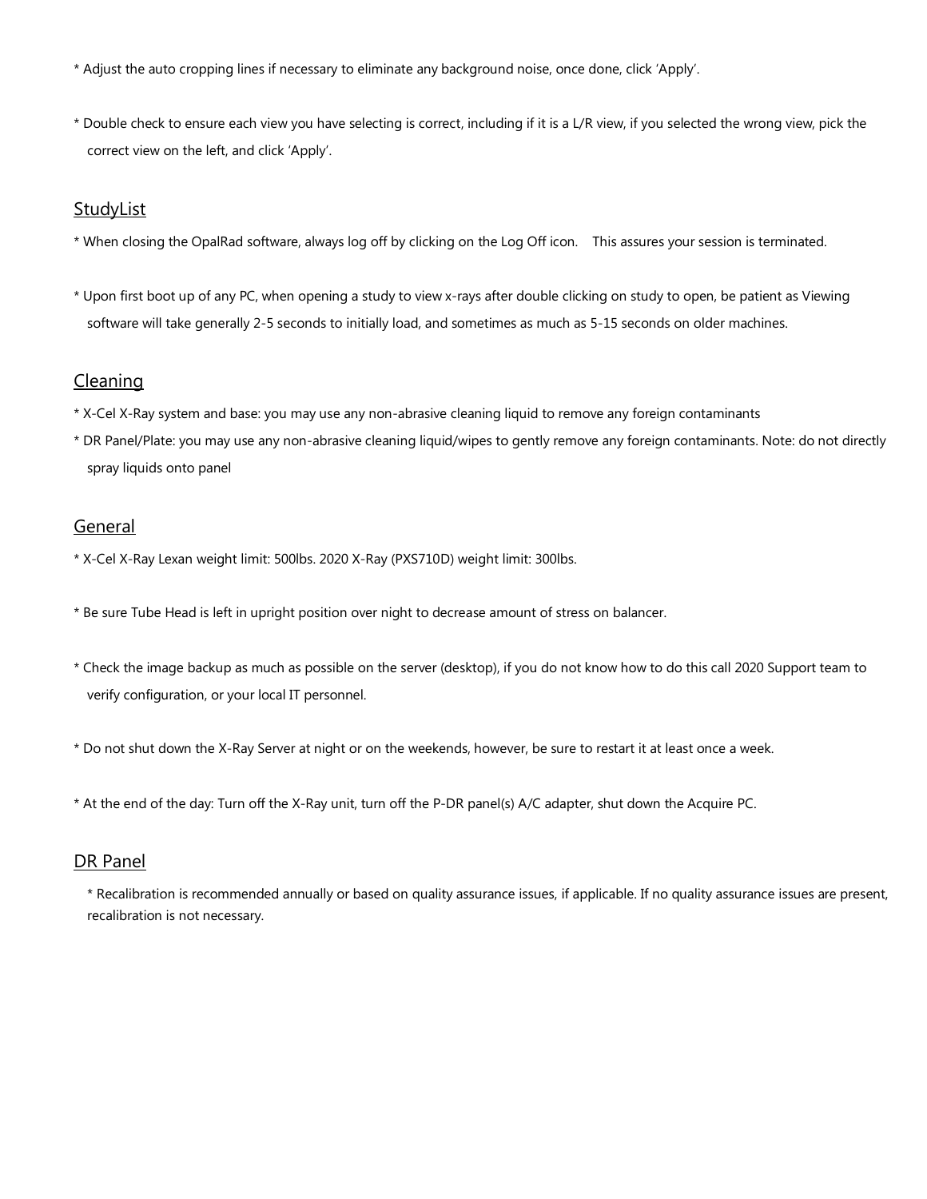* Adjust the auto cropping lines if necessary to eliminate any background noise, once done, click 'Apply'.

* Double check to ensure each view you have selecting is correct, including if it is a L/R view, if you selected the wrong view, pick the correct view on the left, and click 'Apply'.

## StudyList

* When closing the OpalRad software, always log off by clicking on the Log Off icon. This assures your session is terminated.

* Upon first boot up of any PC, when opening a study to view x-rays after double clicking on study to open, be patient as Viewing software will take generally 2-5 seconds to initially load, and sometimes as much as 5-15 seconds on older machines.

## Cleaning

* X-Cel X-Ray system and base: you may use any non-abrasive cleaning liquid to remove any foreign contaminants
* DR Panel/Plate: you may use any non-abrasive cleaning liquid/wipes to gently remove any foreign contaminants. Note: do not directly spray liquids onto panel

## General

* X-Cel X-Ray Lexan weight limit: 500lbs. 2020 X-Ray (PXS710D) weight limit: 300lbs.

* Be sure Tube Head is left in upright position over night to decrease amount of stress on balancer.

* Check the image backup as much as possible on the server (desktop), if you do not know how to do this call 2020 Support team to verify configuration, or your local IT personnel.

* Do not shut down the X-Ray Server at night or on the weekends, however, be sure to restart it at least once a week.

* At the end of the day: Turn off the X-Ray unit, turn off the P-DR panel(s) A/C adapter, shut down the Acquire PC.

## DR Panel

* Recalibration is recommended annually or based on quality assurance issues, if applicable. If no quality assurance issues are present, recalibration is not necessary.